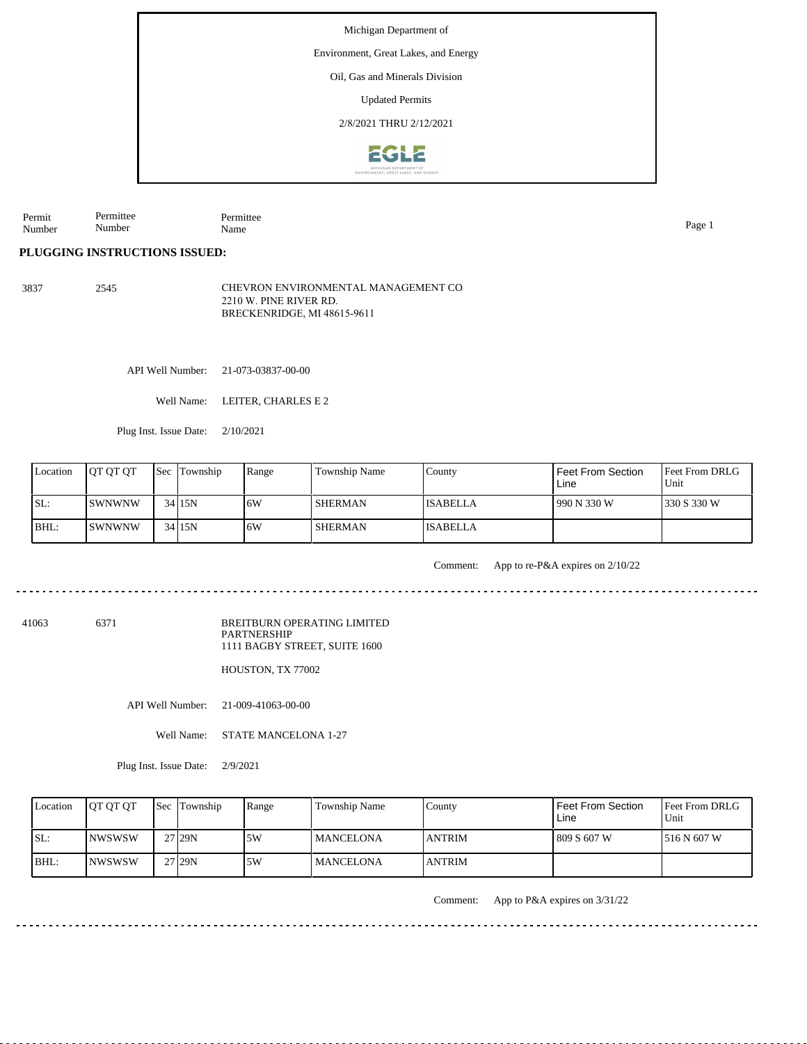Michigan Department of

Environment, Great Lakes, and Energy

Oil, Gas and Minerals Division

Updated Permits

2/8/2021 THRU 2/12/2021

| Permit Number | Permittee Number | Permittee Name |
|---|---|---|

## PLUGGING INSTRUCTIONS ISSUED:

3837 2545 CHEVRON ENVIRONMENTAL MANAGEMENT CO
2210 W. PINE RIVER RD.
BRECKENRIDGE, MI 48615-9611

API Well Number: 21-073-03837-00-00

Well Name: LEITER, CHARLES E 2

Plug Inst. Issue Date: 2/10/2021

| Location | QT QT QT | Sec | Township | Range | Township Name | County | Feet From Section Line | Feet From DRLG Unit |
|---|---|---|---|---|---|---|---|---|
| SL: | SWNWNW | 34 | 15N | 6W | SHERMAN | ISABELLA | 990 N 330 W | 330 S 330 W |
| BHL: | SWNWNW | 34 | 15N | 6W | SHERMAN | ISABELLA | | |

Comment: App to re-P&A expires on 2/10/22

---

41063 6371 BREITBURN OPERATING LIMITED PARTNERSHIP
1111 BAGBY STREET, SUITE 1600

HOUSTON, TX 77002

API Well Number: 21-009-41063-00-00

Well Name: STATE MANCELONA 1-27

Plug Inst. Issue Date: 2/9/2021

| Location | QT QT QT | Sec | Township | Range | Township Name | County | Feet From Section Line | Feet From DRLG Unit |
|---|---|---|---|---|---|---|---|---|
| SL: | NWSWSW | 27 | 29N | 5W | MANCELONA | ANTRIM | 809 S 607 W | 516 N 607 W |
| BHL: | NWSWSW | 27 | 29N | 5W | MANCELONA | ANTRIM | | |

Comment: App to P&A expires on 3/31/22

---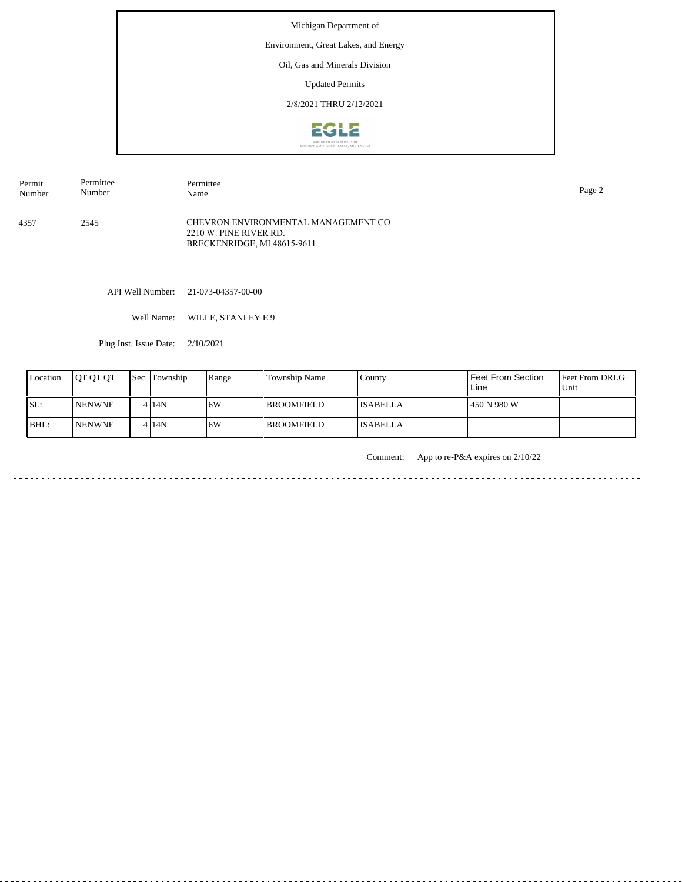Michigan Department of

Environment, Great Lakes, and Energy

Oil, Gas and Minerals Division

Updated Permits

2/8/2021 THRU 2/12/2021

| Permit Number | Permittee Number | Permittee Name |
|---|---|---|
| 4357 | 2545 | CHEVRON ENVIRONMENTAL MANAGEMENT CO<br>2210 W. PINE RIVER RD.<br>BRECKENRIDGE, MI 48615-9611 |

API Well Number: 21-073-04357-00-00

Well Name: WILLE, STANLEY E 9

Plug Inst. Issue Date: 2/10/2021

| Location | QT QT QT | Sec | Township | Range | Township Name | County | Feet From Section Line | Feet From DRLG Unit |
|---|---|---|---|---|---|---|---|---|
| SL: | NENWNE | 4 | 14N | 6W | BROOMFIELD | ISABELLA | 450 N 980 W | |
| BHL: | NENWNE | 4 | 14N | 6W | BROOMFIELD | ISABELLA | | |

Comment: App to re-P&A expires on 2/10/22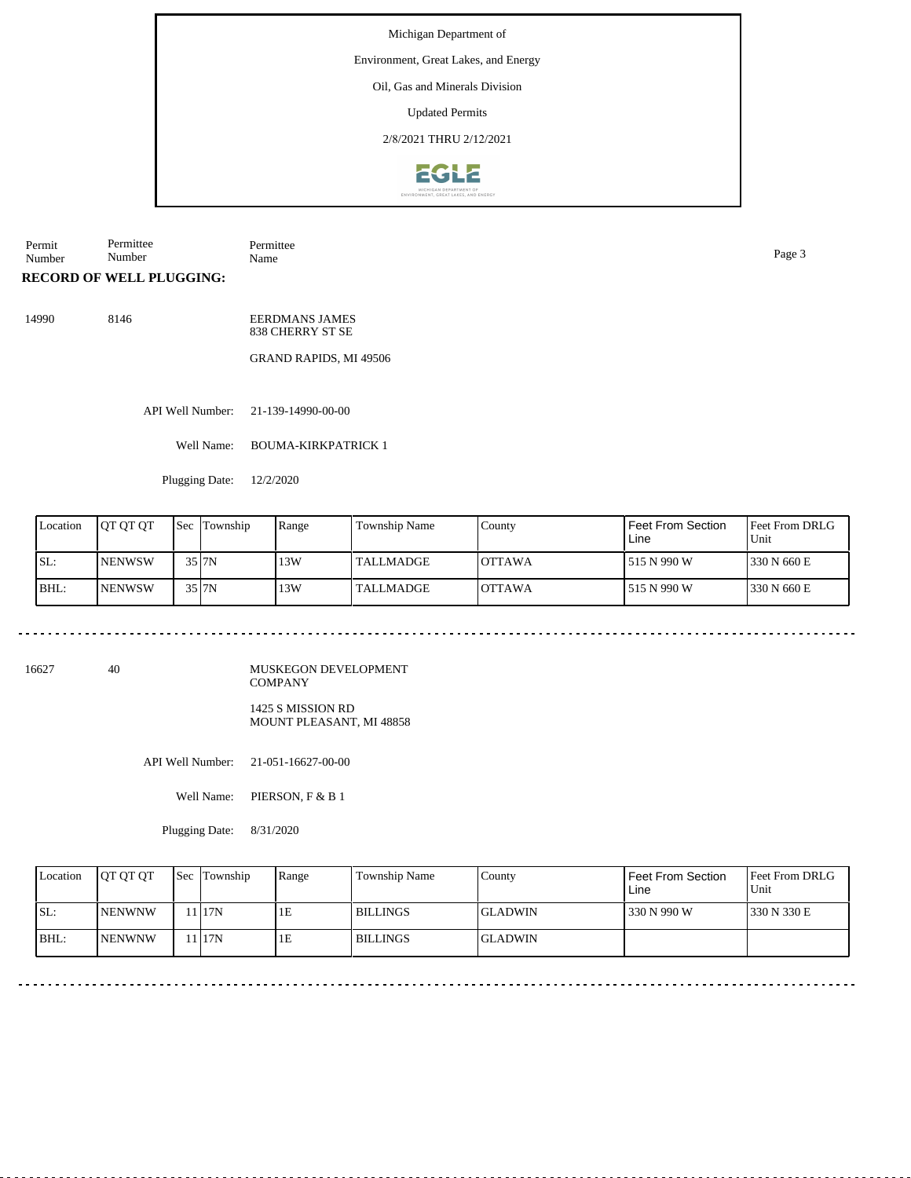Michigan Department of

Environment, Great Lakes, and Energy

Oil, Gas and Minerals Division

Updated Permits

2/8/2021 THRU 2/12/2021

| Permit Number | Permittee Number | Permittee Name |
|---|---|---|

**RECORD OF WELL PLUGGING:**

14990 8146 EERDMANS JAMES
838 CHERRY ST SE

GRAND RAPIDS, MI 49506

API Well Number: 21-139-14990-00-00

Well Name: BOUMA-KIRKPATRICK 1

Plugging Date: 12/2/2020

| Location | QT QT QT | Sec | Township | Range | Township Name | County | Feet From Section Line | Feet From DRLG Unit |
|---|---|---|---|---|---|---|---|---|
| SL: | NENWSW | 35 | 7N | 13W | TALLMADGE | OTTAWA | 515 N 990 W | 330 N 660 E |
| BHL: | NENWSW | 35 | 7N | 13W | TALLMADGE | OTTAWA | 515 N 990 W | 330 N 660 E |

---

16627 40 MUSKEGON DEVELOPMENT COMPANY

1425 S MISSION RD
MOUNT PLEASANT, MI 48858

API Well Number: 21-051-16627-00-00

Well Name: PIERSON, F & B 1

Plugging Date: 8/31/2020

| Location | QT QT QT | Sec | Township | Range | Township Name | County | Feet From Section Line | Feet From DRLG Unit |
|---|---|---|---|---|---|---|---|---|
| SL: | NENWNW | 11 | 17N | 1E | BILLINGS | GLADWIN | 330 N 990 W | 330 N 330 E |
| BHL: | NENWNW | 11 | 17N | 1E | BILLINGS | GLADWIN | | |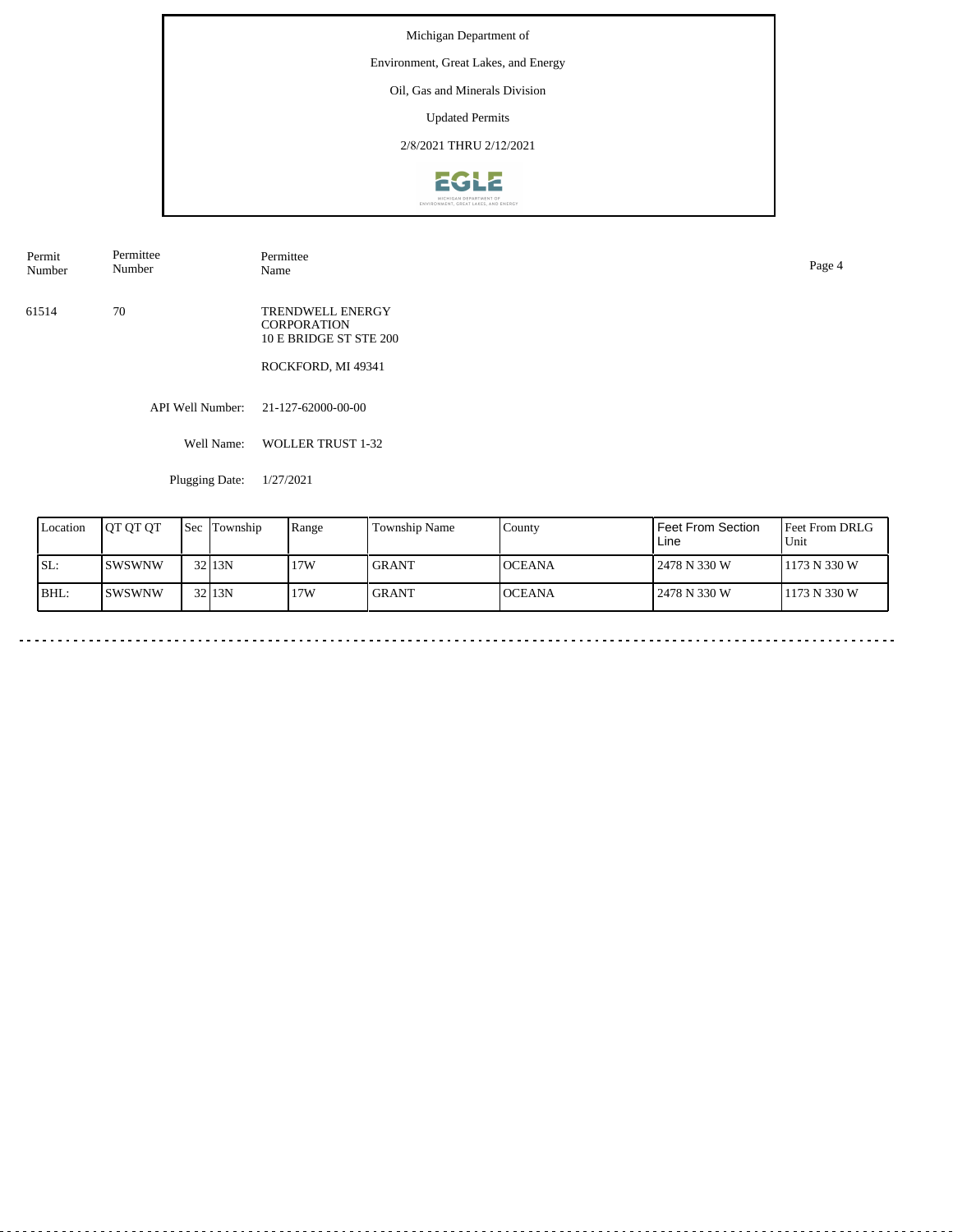Michigan Department of

Environment, Great Lakes, and Energy

Oil, Gas and Minerals Division

Updated Permits

2/8/2021 THRU 2/12/2021

| Permit Number | Permittee Number | Permittee Name |
|---|---|---|
| 61514 | 70 | TRENDWELL ENERGY CORPORATION<br>10 E BRIDGE ST STE 200<br><br>ROCKFORD, MI 49341 |

API Well Number: 21-127-62000-00-00

Well Name: WOLLER TRUST 1-32

Plugging Date: 1/27/2021

| Location | QT QT QT | Sec | Township | Range | Township Name | County | Feet From Section Line | Feet From DRLG Unit |
|---|---|---|---|---|---|---|---|---|
| SL: | SWSWNW | 32 | 13N | 17W | GRANT | OCEANA | 2478 N 330 W | 1173 N 330 W |
| BHL: | SWSWNW | 32 | 13N | 17W | GRANT | OCEANA | 2478 N 330 W | 1173 N 330 W |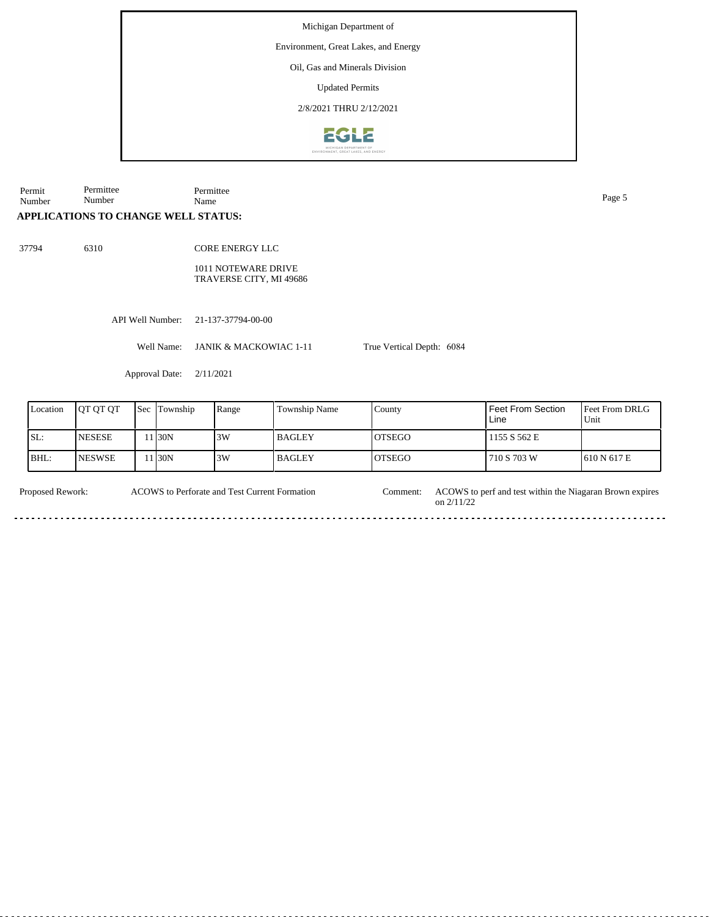Michigan Department of

Environment, Great Lakes, and Energy

Oil, Gas and Minerals Division

Updated Permits

2/8/2021 THRU 2/12/2021

| Permit Number | Permittee Number | Permittee Name |
|---|---|---|

**APPLICATIONS TO CHANGE WELL STATUS:**

37794 6310 CORE ENERGY LLC

1011 NOTEWARE DRIVE
TRAVERSE CITY, MI 49686

API Well Number: 21-137-37794-00-00

Well Name: JANIK & MACKOWIAC 1-11 True Vertical Depth: 6084

Approval Date: 2/11/2021

| Location | QT QT QT | Sec | Township | Range | Township Name | County | Feet From Section Line | Feet From DRLG Unit |
|---|---|---|---|---|---|---|---|---|
| SL: | NESESE | 11 | 30N | 3W | BAGLEY | OTSEGO | 1155 S 562 E | |
| BHL: | NESWSE | 11 | 30N | 3W | BAGLEY | OTSEGO | 710 S 703 W | 610 N 617 E |

Proposed Rework: ACOWS to Perforate and Test Current Formation

Comment: ACOWS to perf and test within the Niagaran Brown expires on 2/11/22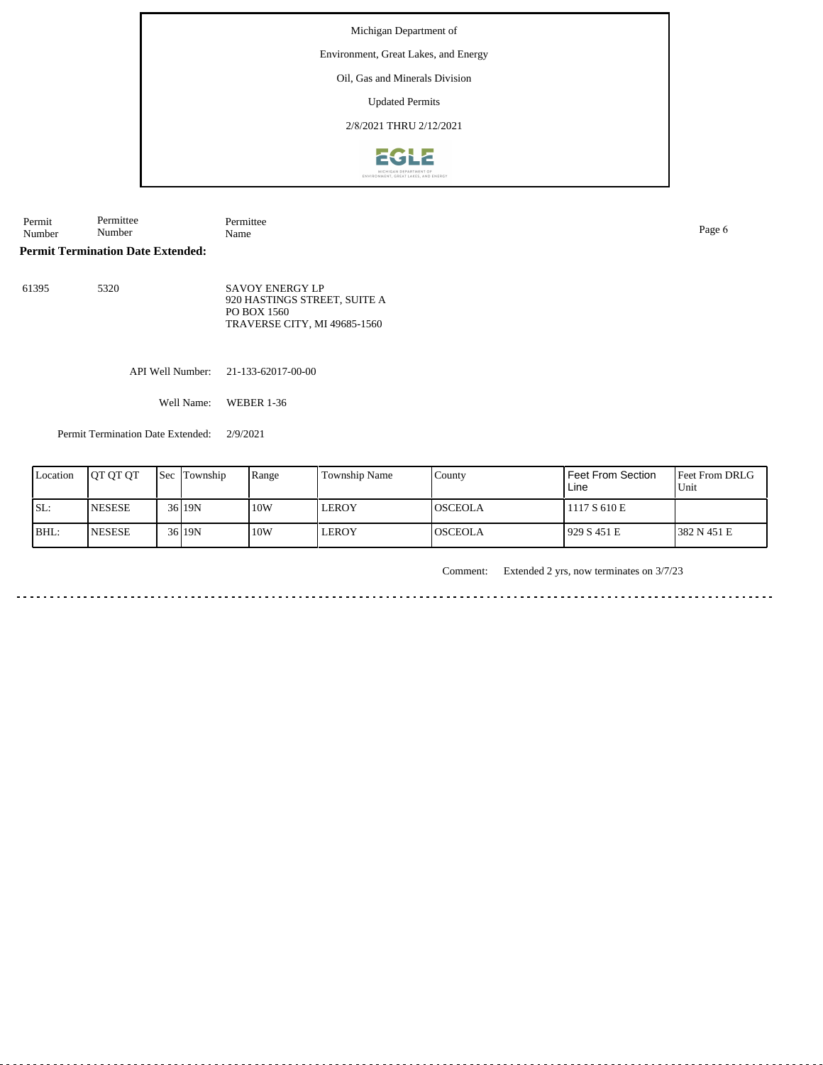Michigan Department of

Environment, Great Lakes, and Energy

Oil, Gas and Minerals Division

Updated Permits

2/8/2021 THRU 2/12/2021

| Permit Number | Permittee Number | Permittee Name |
|---|---|---|

**Permit Termination Date Extended:**

61395 5320

SAVOY ENERGY LP
920 HASTINGS STREET, SUITE A
PO BOX 1560
TRAVERSE CITY, MI 49685-1560

API Well Number: 21-133-62017-00-00

Well Name: WEBER 1-36

Permit Termination Date Extended: 2/9/2021

| Location | QT QT QT | Sec | Township | Range | Township Name | County | Feet From Section Line | Feet From DRLG Unit |
|---|---|---|---|---|---|---|---|---|
| SL: | NESESE | 36 | 19N | 10W | LEROY | OSCEOLA | 1117 S 610 E | |
| BHL: | NESESE | 36 | 19N | 10W | LEROY | OSCEOLA | 929 S 451 E | 382 N 451 E |

Comment: Extended 2 yrs, now terminates on 3/7/23